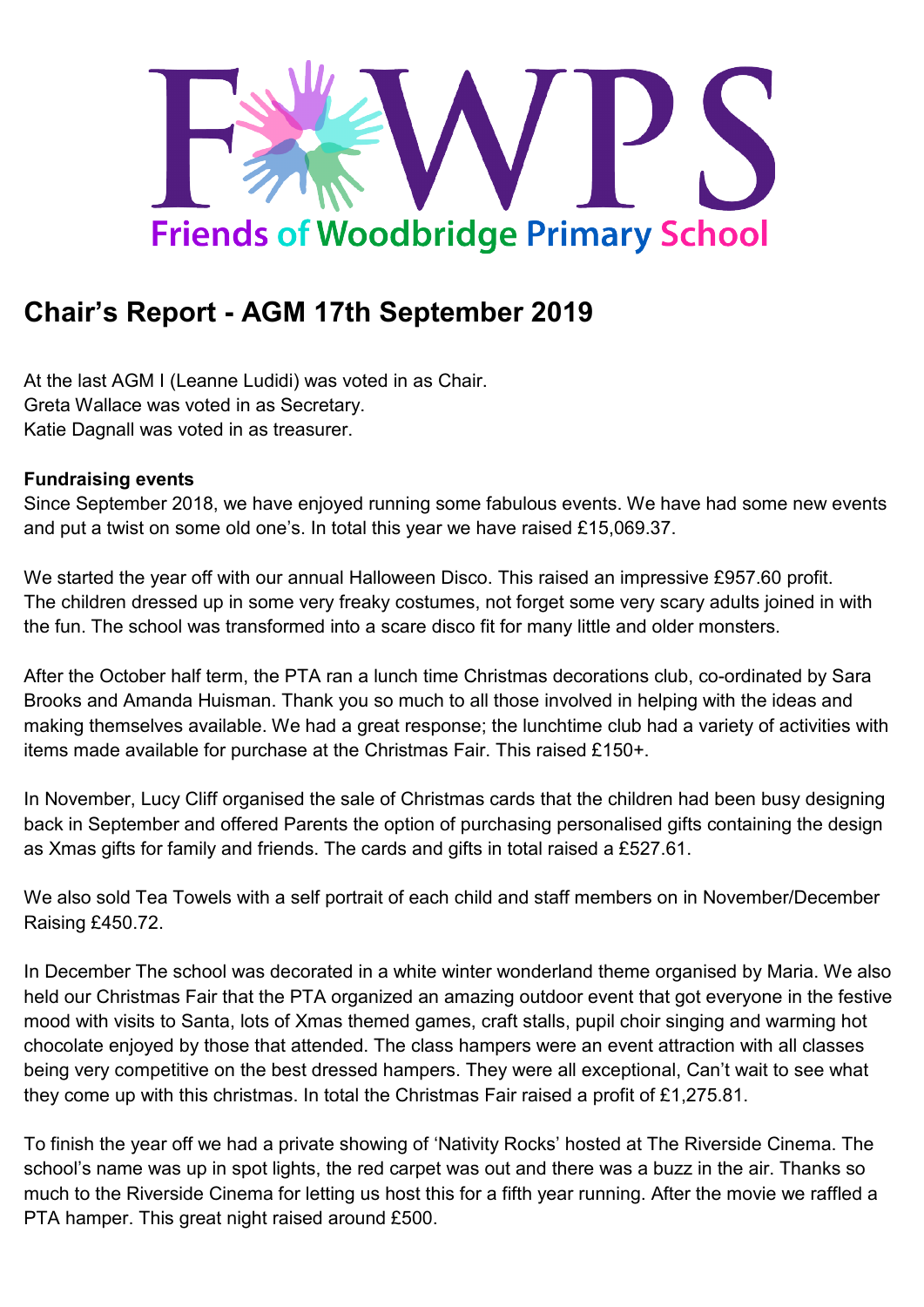# FWPS

**Friends of Woodbridge Primary School**

## Chair's Report - AGM 17th September 2019

At the last AGM I (Leanne Ludidi) was voted in as Chair.
Greta Wallace was voted in as Secretary.
Katie Dagnall was voted in as treasurer.

**Fundraising events**

Since September 2018, we have enjoyed running some fabulous events. We have had some new events and put a twist on some old one's. In total this year we have raised £15,069.37.

We started the year off with our annual Halloween Disco. This raised an impressive £957.60 profit. The children dressed up in some very freaky costumes, not forget some very scary adults joined in with the fun. The school was transformed into a scare disco fit for many little and older monsters.

After the October half term, the PTA ran a lunch time Christmas decorations club, co-ordinated by Sara Brooks and Amanda Huisman. Thank you so much to all those involved in helping with the ideas and making themselves available. We had a great response; the lunchtime club had a variety of activities with items made available for purchase at the Christmas Fair. This raised £150+.

In November, Lucy Cliff organised the sale of Christmas cards that the children had been busy designing back in September and offered Parents the option of purchasing personalised gifts containing the design as Xmas gifts for family and friends. The cards and gifts in total raised a £527.61.

We also sold Tea Towels with a self portrait of each child and staff members on in November/December Raising £450.72.

In December The school was decorated in a white winter wonderland theme organised by Maria. We also held our Christmas Fair that the PTA organized an amazing outdoor event that got everyone in the festive mood with visits to Santa, lots of Xmas themed games, craft stalls, pupil choir singing and warming hot chocolate enjoyed by those that attended. The class hampers were an event attraction with all classes being very competitive on the best dressed hampers. They were all exceptional, Can't wait to see what they come up with this christmas. In total the Christmas Fair raised a profit of £1,275.81.

To finish the year off we had a private showing of 'Nativity Rocks' hosted at The Riverside Cinema. The school's name was up in spot lights, the red carpet was out and there was a buzz in the air. Thanks so much to the Riverside Cinema for letting us host this for a fifth year running. After the movie we raffled a PTA hamper. This great night raised around £500.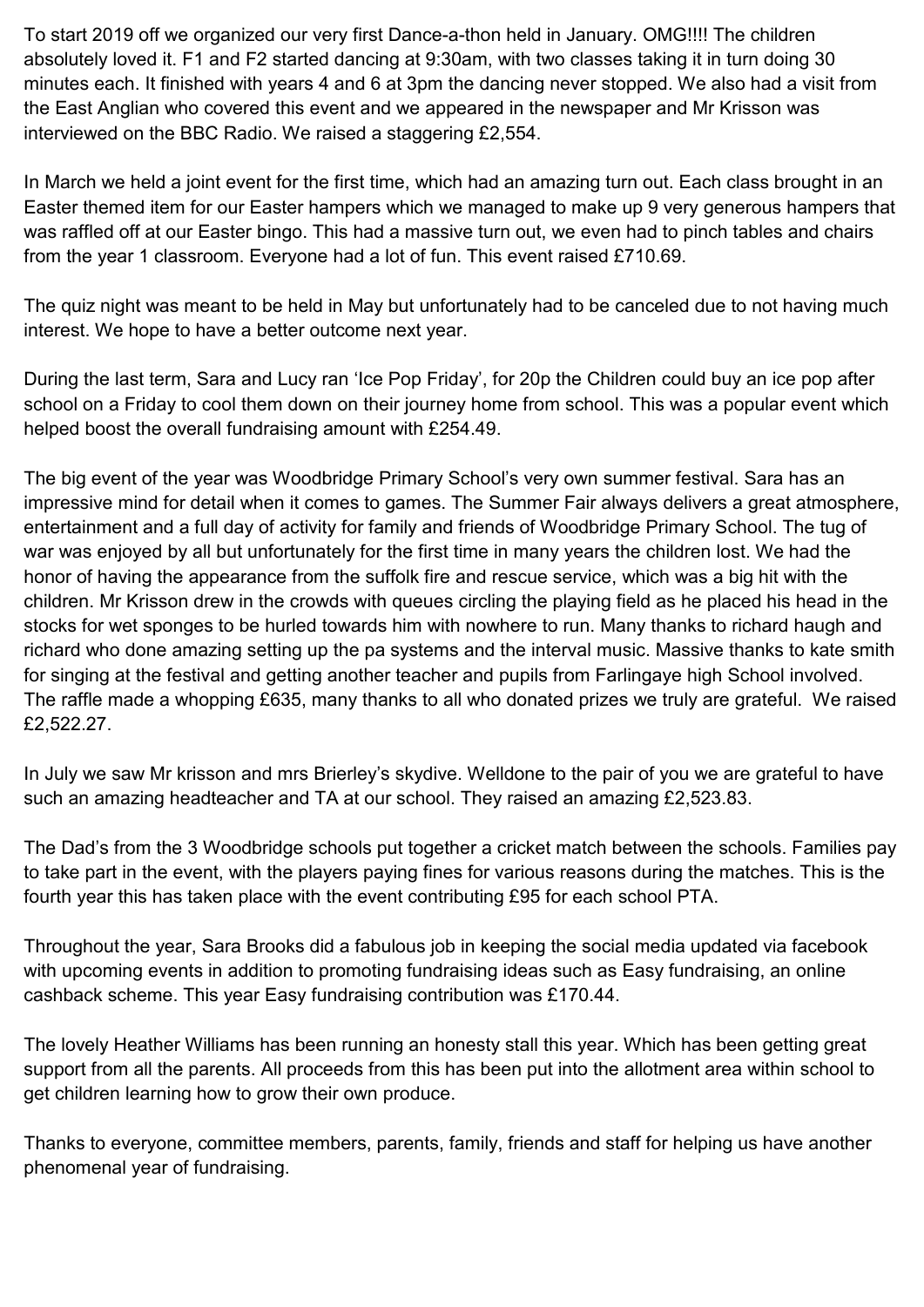To start 2019 off we organized our very first Dance-a-thon held in January. OMG!!!! The children absolutely loved it. F1 and F2 started dancing at 9:30am, with two classes taking it in turn doing 30 minutes each. It finished with years 4 and 6 at 3pm the dancing never stopped. We also had a visit from the East Anglian who covered this event and we appeared in the newspaper and Mr Krisson was interviewed on the BBC Radio. We raised a staggering £2,554.

In March we held a joint event for the first time, which had an amazing turn out. Each class brought in an Easter themed item for our Easter hampers which we managed to make up 9 very generous hampers that was raffled off at our Easter bingo. This had a massive turn out, we even had to pinch tables and chairs from the year 1 classroom. Everyone had a lot of fun. This event raised £710.69.

The quiz night was meant to be held in May but unfortunately had to be canceled due to not having much interest. We hope to have a better outcome next year.

During the last term, Sara and Lucy ran 'Ice Pop Friday', for 20p the Children could buy an ice pop after school on a Friday to cool them down on their journey home from school. This was a popular event which helped boost the overall fundraising amount with £254.49.

The big event of the year was Woodbridge Primary School's very own summer festival. Sara has an impressive mind for detail when it comes to games. The Summer Fair always delivers a great atmosphere, entertainment and a full day of activity for family and friends of Woodbridge Primary School. The tug of war was enjoyed by all but unfortunately for the first time in many years the children lost. We had the honor of having the appearance from the suffolk fire and rescue service, which was a big hit with the children. Mr Krisson drew in the crowds with queues circling the playing field as he placed his head in the stocks for wet sponges to be hurled towards him with nowhere to run. Many thanks to richard haugh and richard who done amazing setting up the pa systems and the interval music. Massive thanks to kate smith for singing at the festival and getting another teacher and pupils from Farlingaye high School involved. The raffle made a whopping £635, many thanks to all who donated prizes we truly are grateful. We raised £2,522.27.

In July we saw Mr krisson and mrs Brierley's skydive. Welldone to the pair of you we are grateful to have such an amazing headteacher and TA at our school. They raised an amazing £2,523.83.

The Dad's from the 3 Woodbridge schools put together a cricket match between the schools. Families pay to take part in the event, with the players paying fines for various reasons during the matches. This is the fourth year this has taken place with the event contributing £95 for each school PTA.

Throughout the year, Sara Brooks did a fabulous job in keeping the social media updated via facebook with upcoming events in addition to promoting fundraising ideas such as Easy fundraising, an online cashback scheme. This year Easy fundraising contribution was £170.44.

The lovely Heather Williams has been running an honesty stall this year. Which has been getting great support from all the parents. All proceeds from this has been put into the allotment area within school to get children learning how to grow their own produce.

Thanks to everyone, committee members, parents, family, friends and staff for helping us have another phenomenal year of fundraising.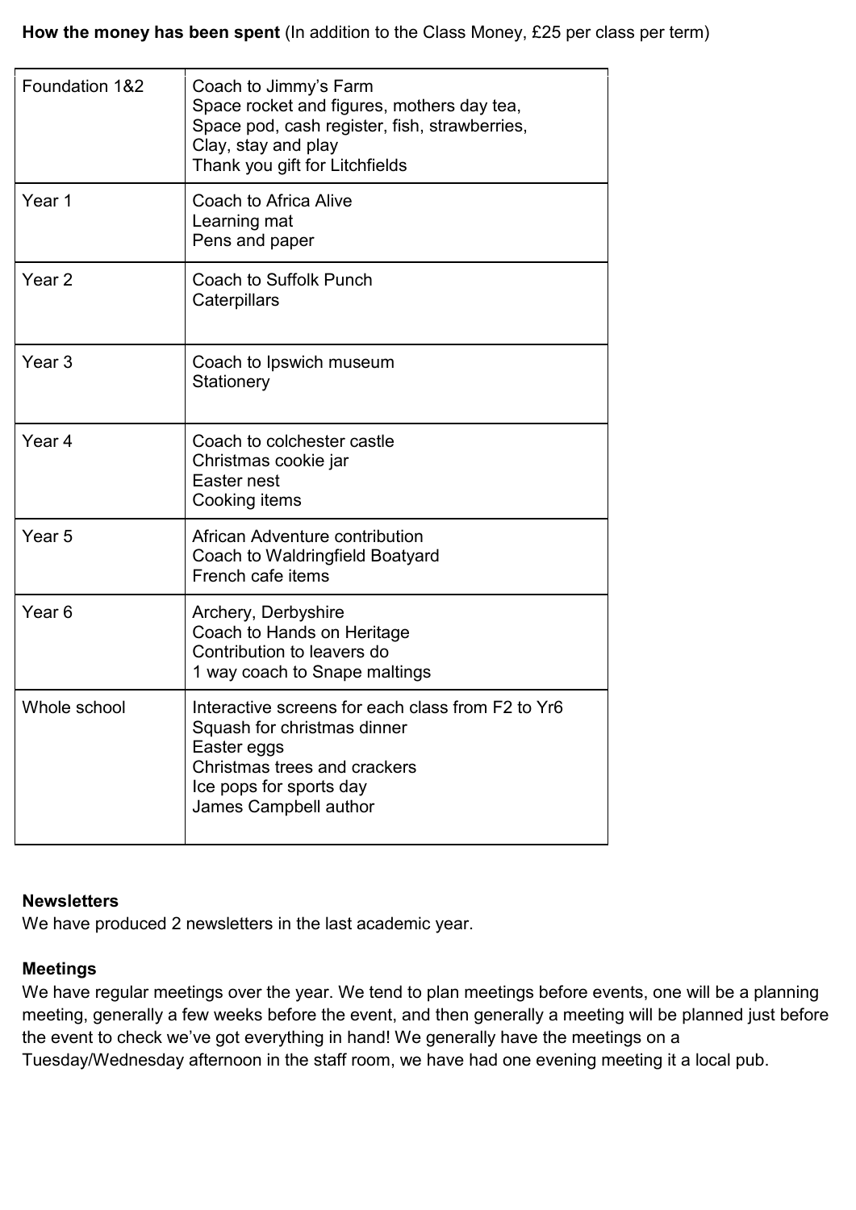**How the money has been spent** (In addition to the Class Money, £25 per class per term)

| | |
|---|---|
| Foundation 1&2 | Coach to Jimmy's Farm<br>Space rocket and figures, mothers day tea,<br>Space pod, cash register, fish, strawberries,<br>Clay, stay and play<br>Thank you gift for Litchfields |
| Year 1 | Coach to Africa Alive<br>Learning mat<br>Pens and paper |
| Year 2 | Coach to Suffolk Punch<br>Caterpillars |
| Year 3 | Coach to Ipswich museum<br>Stationery |
| Year 4 | Coach to colchester castle<br>Christmas cookie jar<br>Easter nest<br>Cooking items |
| Year 5 | African Adventure contribution<br>Coach to Waldringfield Boatyard<br>French cafe items |
| Year 6 | Archery, Derbyshire<br>Coach to Hands on Heritage<br>Contribution to leavers do<br>1 way coach to Snape maltings |
| Whole school | Interactive screens for each class from F2 to Yr6<br>Squash for christmas dinner<br>Easter eggs<br>Christmas trees and crackers<br>Ice pops for sports day<br>James Campbell author |

**Newsletters**

We have produced 2 newsletters in the last academic year.

**Meetings**

We have regular meetings over the year. We tend to plan meetings before events, one will be a planning meeting, generally a few weeks before the event, and then generally a meeting will be planned just before the event to check we've got everything in hand! We generally have the meetings on a Tuesday/Wednesday afternoon in the staff room, we have had one evening meeting it a local pub.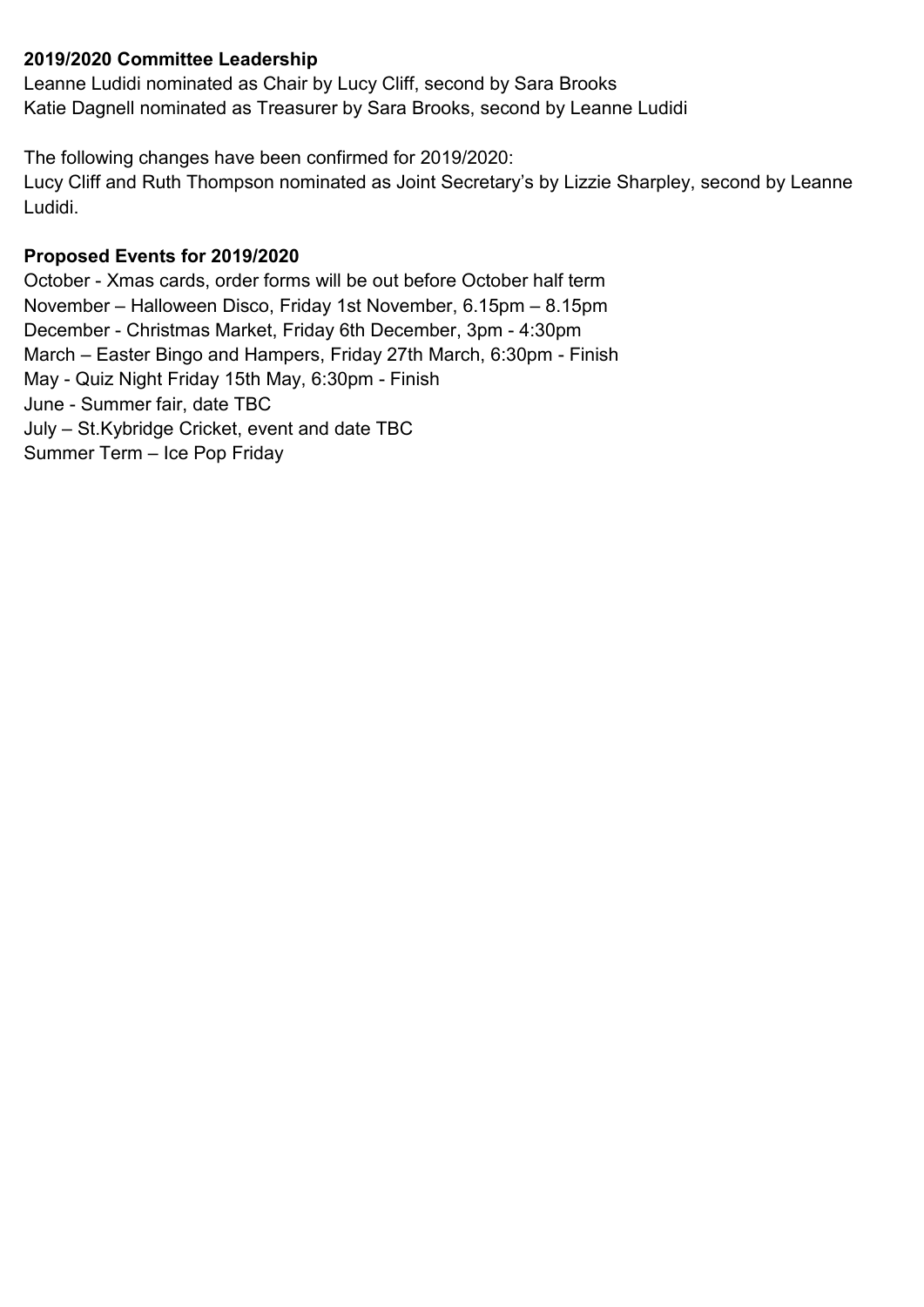**2019/2020 Committee Leadership**

Leanne Ludidi nominated as Chair by Lucy Cliff, second by Sara Brooks
Katie Dagnell nominated as Treasurer by Sara Brooks, second by Leanne Ludidi

The following changes have been confirmed for 2019/2020:
Lucy Cliff and Ruth Thompson nominated as Joint Secretary's by Lizzie Sharpley, second by Leanne Ludidi.

**Proposed Events for 2019/2020**

October - Xmas cards, order forms will be out before October half term
November – Halloween Disco, Friday 1st November, 6.15pm – 8.15pm
December - Christmas Market, Friday 6th December, 3pm - 4:30pm
March – Easter Bingo and Hampers, Friday 27th March, 6:30pm - Finish
May - Quiz Night Friday 15th May, 6:30pm - Finish
June - Summer fair, date TBC
July – St.Kybridge Cricket, event and date TBC
Summer Term – Ice Pop Friday